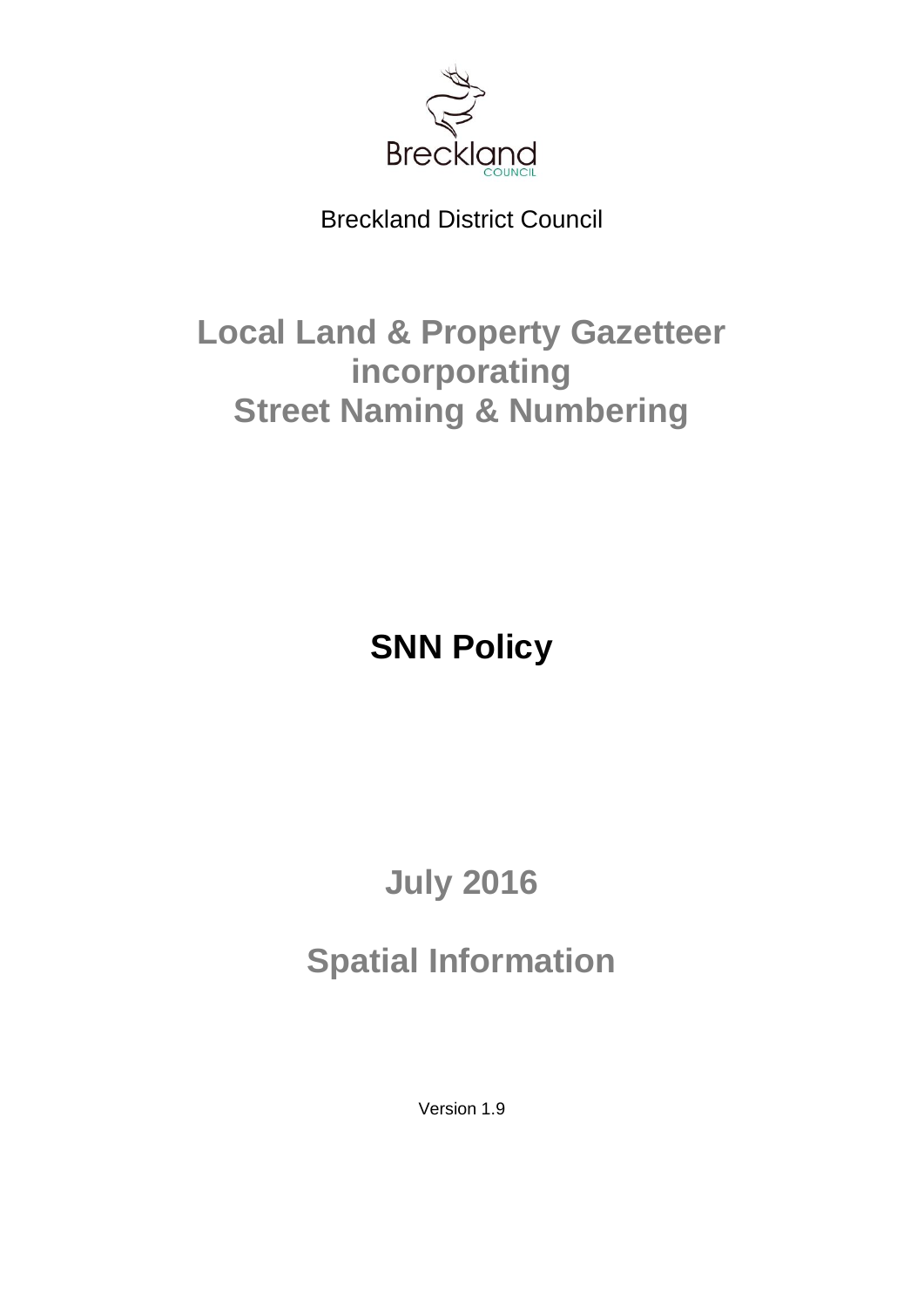Breckland District Council

# Local Land & Property Gazetteer incorporating Street Naming & Numbering

## SNN Policy

## July 2016

## Spatial Information

Version 1.9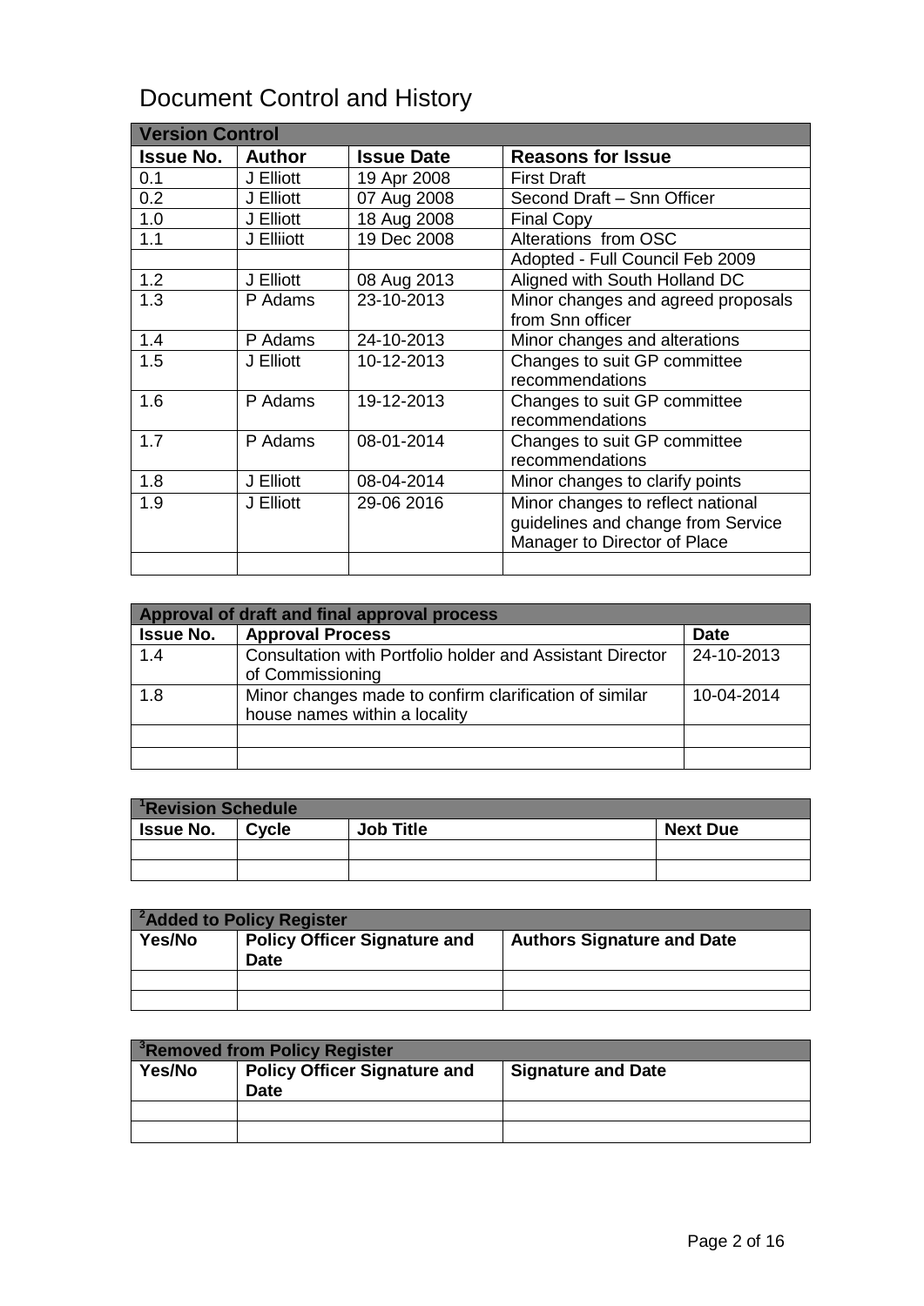# Document Control and History

| Version Control | | | |
|---|---|---|---|
| **Issue No.** | **Author** | **Issue Date** | **Reasons for Issue** |
| 0.1 | J Elliott | 19 Apr 2008 | First Draft |
| 0.2 | J Elliott | 07 Aug 2008 | Second Draft – Snn Officer |
| 1.0 | J Elliott | 18 Aug 2008 | Final Copy |
| 1.1 | J Elliiott | 19 Dec 2008 | Alterations from OSC |
| | | | Adopted - Full Council Feb 2009 |
| 1.2 | J Elliott | 08 Aug 2013 | Aligned with South Holland DC |
| 1.3 | P Adams | 23-10-2013 | Minor changes and agreed proposals from Snn officer |
| 1.4 | P Adams | 24-10-2013 | Minor changes and alterations |
| 1.5 | J Elliott | 10-12-2013 | Changes to suit GP committee recommendations |
| 1.6 | P Adams | 19-12-2013 | Changes to suit GP committee recommendations |
| 1.7 | P Adams | 08-01-2014 | Changes to suit GP committee recommendations |
| 1.8 | J Elliott | 08-04-2014 | Minor changes to clarify points |
| 1.9 | J Elliott | 29-06 2016 | Minor changes to reflect national guidelines and change from Service Manager to Director of Place |
| | | | |

| Approval of draft and final approval process | | |
|---|---|---|
| **Issue No.** | **Approval Process** | **Date** |
| 1.4 | Consultation with Portfolio holder and Assistant Director of Commissioning | 24-10-2013 |
| 1.8 | Minor changes made to confirm clarification of similar house names within a locality | 10-04-2014 |
| | | |
| | | |

| [1]Revision Schedule | | | |
|---|---|---|---|
| **Issue No.** | **Cycle** | **Job Title** | **Next Due** |
| | | | |
| | | | |

| [2]Added to Policy Register | | |
|---|---|---|
| **Yes/No** | **Policy Officer Signature and Date** | **Authors Signature and Date** |
| | | |
| | | |

| [3]Removed from Policy Register | | |
|---|---|---|
| **Yes/No** | **Policy Officer Signature and Date** | **Signature and Date** |
| | | |
| | | |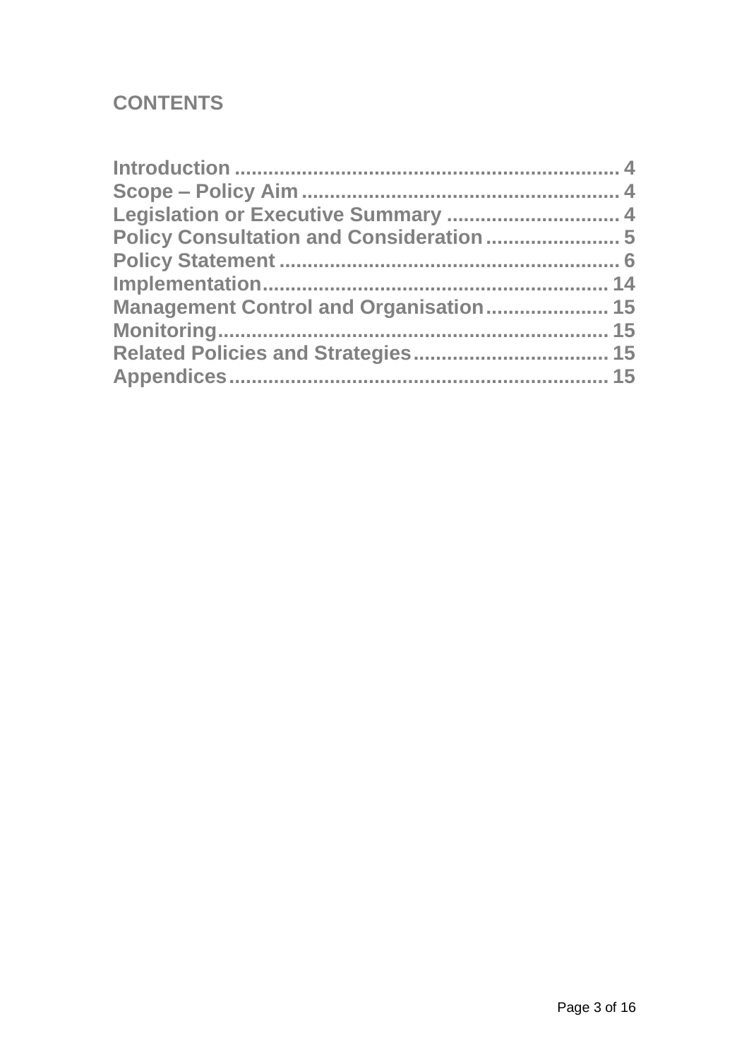## CONTENTS

**Introduction** ..................................................................... 4
**Scope – Policy Aim** ......................................................... 4
**Legislation or Executive Summary** ............................... 4
**Policy Consultation and Consideration** ........................ 5
**Policy Statement** ............................................................. 6
**Implementation** ............................................................ 14
**Management Control and Organisation** ...................... 15
**Monitoring** ..................................................................... 15
**Related Policies and Strategies** .................................. 15
**Appendices** ................................................................... 15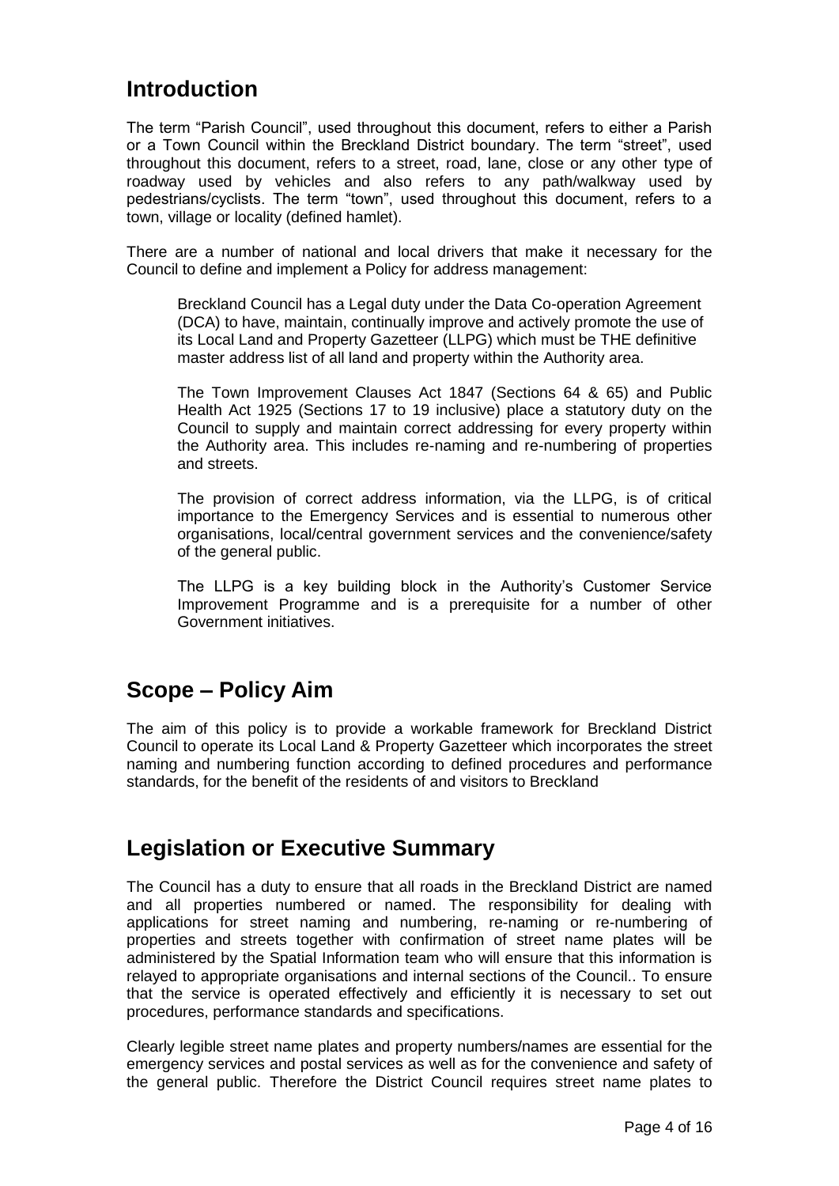## Introduction

The term "Parish Council", used throughout this document, refers to either a Parish or a Town Council within the Breckland District boundary. The term "street", used throughout this document, refers to a street, road, lane, close or any other type of roadway used by vehicles and also refers to any path/walkway used by pedestrians/cyclists. The term "town", used throughout this document, refers to a town, village or locality (defined hamlet).

There are a number of national and local drivers that make it necessary for the Council to define and implement a Policy for address management:

> Breckland Council has a Legal duty under the Data Co-operation Agreement (DCA) to have, maintain, continually improve and actively promote the use of its Local Land and Property Gazetteer (LLPG) which must be THE definitive master address list of all land and property within the Authority area.
>
> The Town Improvement Clauses Act 1847 (Sections 64 & 65) and Public Health Act 1925 (Sections 17 to 19 inclusive) place a statutory duty on the Council to supply and maintain correct addressing for every property within the Authority area. This includes re-naming and re-numbering of properties and streets.
>
> The provision of correct address information, via the LLPG, is of critical importance to the Emergency Services and is essential to numerous other organisations, local/central government services and the convenience/safety of the general public.
>
> The LLPG is a key building block in the Authority's Customer Service Improvement Programme and is a prerequisite for a number of other Government initiatives.

## Scope – Policy Aim

The aim of this policy is to provide a workable framework for Breckland District Council to operate its Local Land & Property Gazetteer which incorporates the street naming and numbering function according to defined procedures and performance standards, for the benefit of the residents of and visitors to Breckland

## Legislation or Executive Summary

The Council has a duty to ensure that all roads in the Breckland District are named and all properties numbered or named. The responsibility for dealing with applications for street naming and numbering, re-naming or re-numbering of properties and streets together with confirmation of street name plates will be administered by the Spatial Information team who will ensure that this information is relayed to appropriate organisations and internal sections of the Council.. To ensure that the service is operated effectively and efficiently it is necessary to set out procedures, performance standards and specifications.

Clearly legible street name plates and property numbers/names are essential for the emergency services and postal services as well as for the convenience and safety of the general public. Therefore the District Council requires street name plates to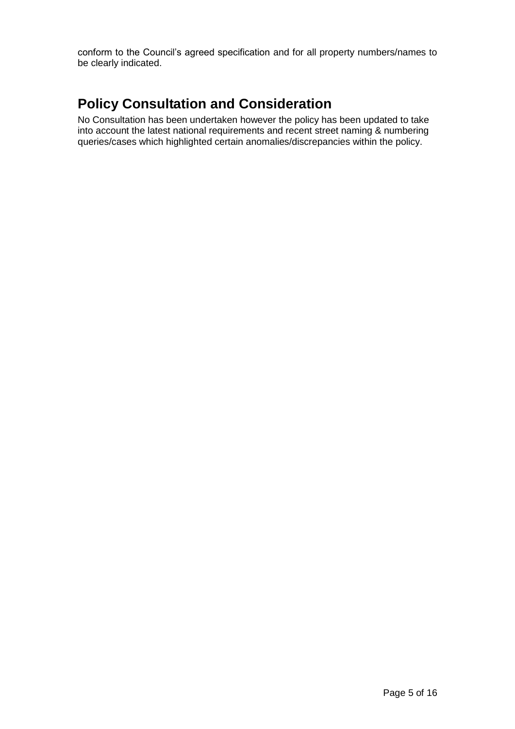conform to the Council's agreed specification and for all property numbers/names to be clearly indicated.

## Policy Consultation and Consideration

No Consultation has been undertaken however the policy has been updated to take into account the latest national requirements and recent street naming & numbering queries/cases which highlighted certain anomalies/discrepancies within the policy.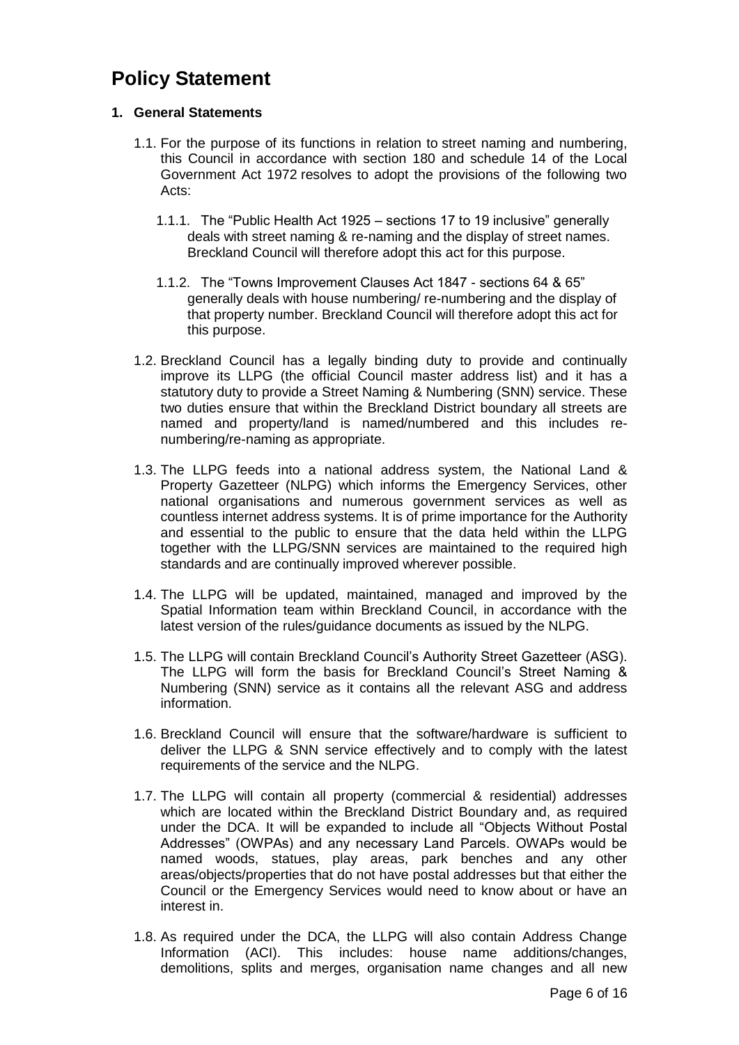# Policy Statement

**1. General Statements**

1.1. For the purpose of its functions in relation to street naming and numbering, this Council in accordance with section 180 and schedule 14 of the Local Government Act 1972 resolves to adopt the provisions of the following two Acts:

1.1.1. The "Public Health Act 1925 – sections 17 to 19 inclusive" generally deals with street naming & re-naming and the display of street names. Breckland Council will therefore adopt this act for this purpose.

1.1.2. The "Towns Improvement Clauses Act 1847 - sections 64 & 65" generally deals with house numbering/ re-numbering and the display of that property number. Breckland Council will therefore adopt this act for this purpose.

1.2. Breckland Council has a legally binding duty to provide and continually improve its LLPG (the official Council master address list) and it has a statutory duty to provide a Street Naming & Numbering (SNN) service. These two duties ensure that within the Breckland District boundary all streets are named and property/land is named/numbered and this includes re-numbering/re-naming as appropriate.

1.3. The LLPG feeds into a national address system, the National Land & Property Gazetteer (NLPG) which informs the Emergency Services, other national organisations and numerous government services as well as countless internet address systems. It is of prime importance for the Authority and essential to the public to ensure that the data held within the LLPG together with the LLPG/SNN services are maintained to the required high standards and are continually improved wherever possible.

1.4. The LLPG will be updated, maintained, managed and improved by the Spatial Information team within Breckland Council, in accordance with the latest version of the rules/guidance documents as issued by the NLPG.

1.5. The LLPG will contain Breckland Council's Authority Street Gazetteer (ASG). The LLPG will form the basis for Breckland Council's Street Naming & Numbering (SNN) service as it contains all the relevant ASG and address information.

1.6. Breckland Council will ensure that the software/hardware is sufficient to deliver the LLPG & SNN service effectively and to comply with the latest requirements of the service and the NLPG.

1.7. The LLPG will contain all property (commercial & residential) addresses which are located within the Breckland District Boundary and, as required under the DCA. It will be expanded to include all "Objects Without Postal Addresses" (OWPAs) and any necessary Land Parcels. OWAPs would be named woods, statues, play areas, park benches and any other areas/objects/properties that do not have postal addresses but that either the Council or the Emergency Services would need to know about or have an interest in.

1.8. As required under the DCA, the LLPG will also contain Address Change Information (ACI). This includes: house name additions/changes, demolitions, splits and merges, organisation name changes and all new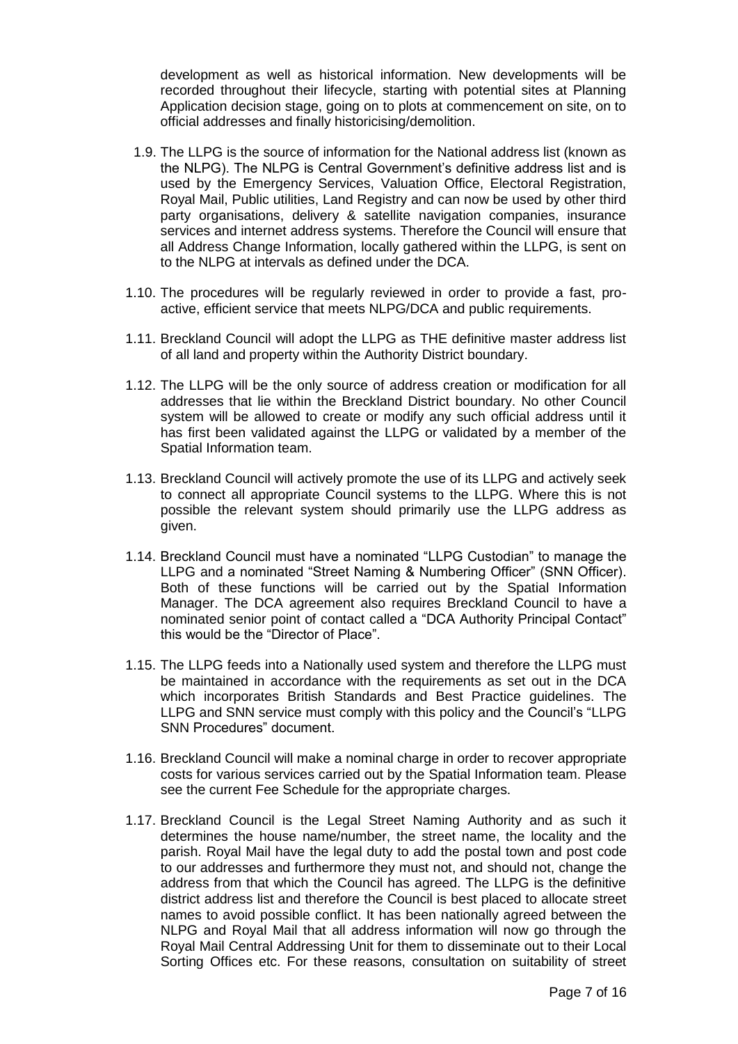development as well as historical information. New developments will be recorded throughout their lifecycle, starting with potential sites at Planning Application decision stage, going on to plots at commencement on site, on to official addresses and finally historicising/demolition.

1.9. The LLPG is the source of information for the National address list (known as the NLPG). The NLPG is Central Government's definitive address list and is used by the Emergency Services, Valuation Office, Electoral Registration, Royal Mail, Public utilities, Land Registry and can now be used by other third party organisations, delivery & satellite navigation companies, insurance services and internet address systems. Therefore the Council will ensure that all Address Change Information, locally gathered within the LLPG, is sent on to the NLPG at intervals as defined under the DCA.

1.10. The procedures will be regularly reviewed in order to provide a fast, pro-active, efficient service that meets NLPG/DCA and public requirements.

1.11. Breckland Council will adopt the LLPG as THE definitive master address list of all land and property within the Authority District boundary.

1.12. The LLPG will be the only source of address creation or modification for all addresses that lie within the Breckland District boundary. No other Council system will be allowed to create or modify any such official address until it has first been validated against the LLPG or validated by a member of the Spatial Information team.

1.13. Breckland Council will actively promote the use of its LLPG and actively seek to connect all appropriate Council systems to the LLPG. Where this is not possible the relevant system should primarily use the LLPG address as given.

1.14. Breckland Council must have a nominated "LLPG Custodian" to manage the LLPG and a nominated "Street Naming & Numbering Officer" (SNN Officer). Both of these functions will be carried out by the Spatial Information Manager. The DCA agreement also requires Breckland Council to have a nominated senior point of contact called a "DCA Authority Principal Contact" this would be the "Director of Place".

1.15. The LLPG feeds into a Nationally used system and therefore the LLPG must be maintained in accordance with the requirements as set out in the DCA which incorporates British Standards and Best Practice guidelines. The LLPG and SNN service must comply with this policy and the Council's "LLPG SNN Procedures" document.

1.16. Breckland Council will make a nominal charge in order to recover appropriate costs for various services carried out by the Spatial Information team. Please see the current Fee Schedule for the appropriate charges.

1.17. Breckland Council is the Legal Street Naming Authority and as such it determines the house name/number, the street name, the locality and the parish. Royal Mail have the legal duty to add the postal town and post code to our addresses and furthermore they must not, and should not, change the address from that which the Council has agreed. The LLPG is the definitive district address list and therefore the Council is best placed to allocate street names to avoid possible conflict. It has been nationally agreed between the NLPG and Royal Mail that all address information will now go through the Royal Mail Central Addressing Unit for them to disseminate out to their Local Sorting Offices etc. For these reasons, consultation on suitability of street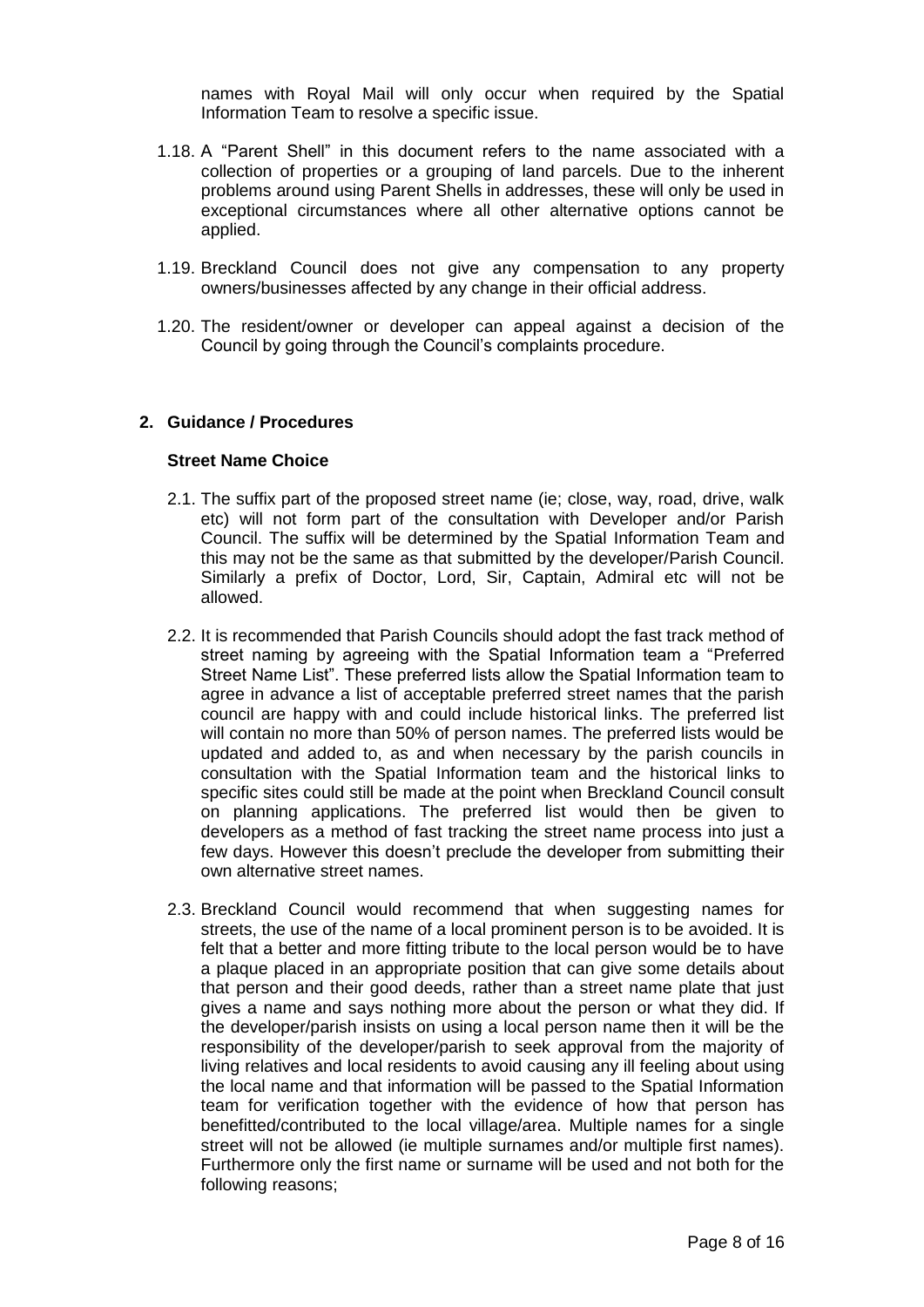names with Royal Mail will only occur when required by the Spatial Information Team to resolve a specific issue.

1.18. A "Parent Shell" in this document refers to the name associated with a collection of properties or a grouping of land parcels. Due to the inherent problems around using Parent Shells in addresses, these will only be used in exceptional circumstances where all other alternative options cannot be applied.

1.19. Breckland Council does not give any compensation to any property owners/businesses affected by any change in their official address.

1.20. The resident/owner or developer can appeal against a decision of the Council by going through the Council's complaints procedure.

## 2. Guidance / Procedures

### Street Name Choice

2.1. The suffix part of the proposed street name (ie; close, way, road, drive, walk etc) will not form part of the consultation with Developer and/or Parish Council. The suffix will be determined by the Spatial Information Team and this may not be the same as that submitted by the developer/Parish Council. Similarly a prefix of Doctor, Lord, Sir, Captain, Admiral etc will not be allowed.

2.2. It is recommended that Parish Councils should adopt the fast track method of street naming by agreeing with the Spatial Information team a "Preferred Street Name List". These preferred lists allow the Spatial Information team to agree in advance a list of acceptable preferred street names that the parish council are happy with and could include historical links. The preferred list will contain no more than 50% of person names. The preferred lists would be updated and added to, as and when necessary by the parish councils in consultation with the Spatial Information team and the historical links to specific sites could still be made at the point when Breckland Council consult on planning applications. The preferred list would then be given to developers as a method of fast tracking the street name process into just a few days. However this doesn't preclude the developer from submitting their own alternative street names.

2.3. Breckland Council would recommend that when suggesting names for streets, the use of the name of a local prominent person is to be avoided. It is felt that a better and more fitting tribute to the local person would be to have a plaque placed in an appropriate position that can give some details about that person and their good deeds, rather than a street name plate that just gives a name and says nothing more about the person or what they did. If the developer/parish insists on using a local person name then it will be the responsibility of the developer/parish to seek approval from the majority of living relatives and local residents to avoid causing any ill feeling about using the local name and that information will be passed to the Spatial Information team for verification together with the evidence of how that person has benefitted/contributed to the local village/area. Multiple names for a single street will not be allowed (ie multiple surnames and/or multiple first names). Furthermore only the first name or surname will be used and not both for the following reasons;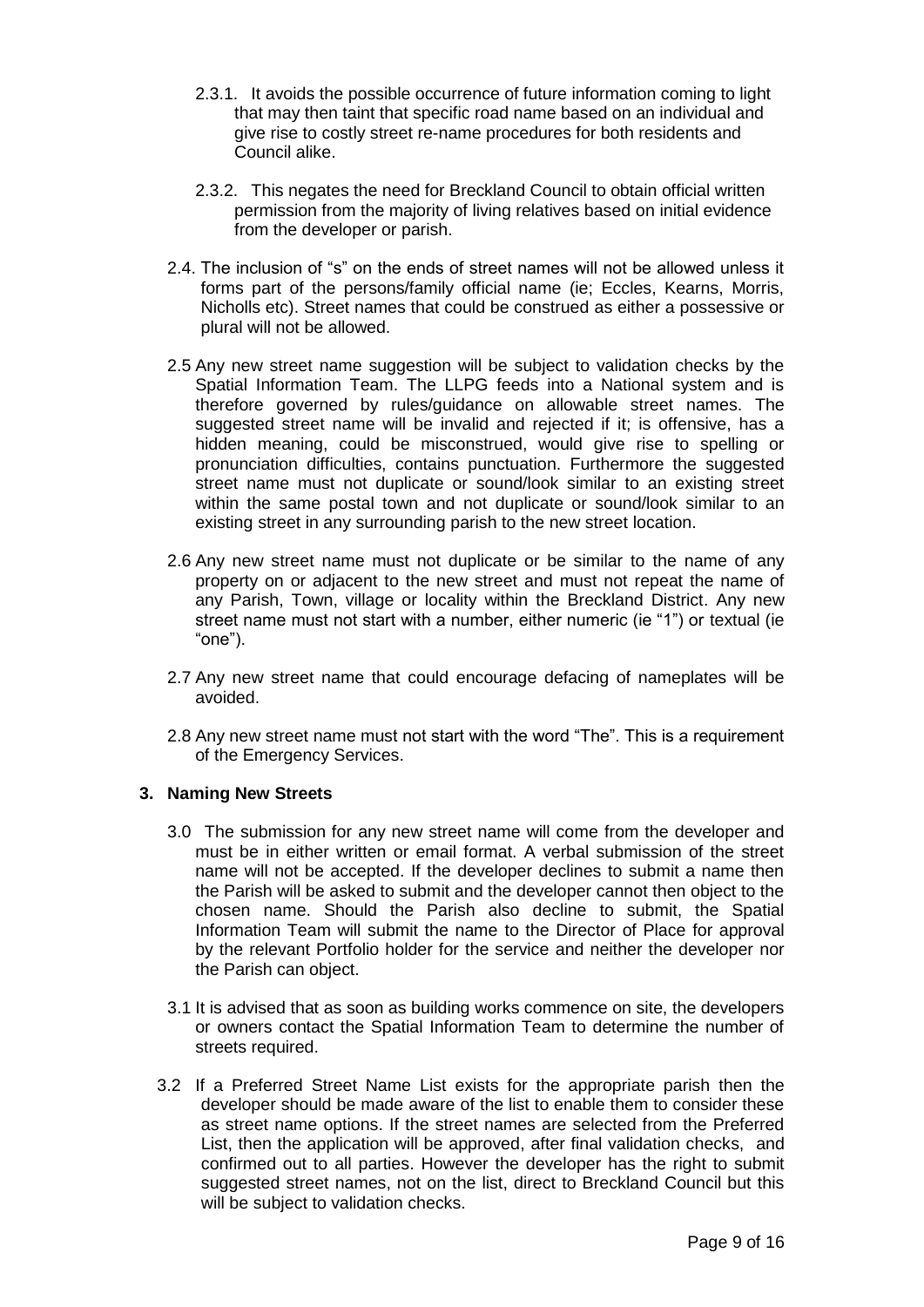2.3.1. It avoids the possible occurrence of future information coming to light that may then taint that specific road name based on an individual and give rise to costly street re-name procedures for both residents and Council alike.

2.3.2. This negates the need for Breckland Council to obtain official written permission from the majority of living relatives based on initial evidence from the developer or parish.

2.4. The inclusion of "s" on the ends of street names will not be allowed unless it forms part of the persons/family official name (ie; Eccles, Kearns, Morris, Nicholls etc). Street names that could be construed as either a possessive or plural will not be allowed.

2.5 Any new street name suggestion will be subject to validation checks by the Spatial Information Team. The LLPG feeds into a National system and is therefore governed by rules/guidance on allowable street names. The suggested street name will be invalid and rejected if it; is offensive, has a hidden meaning, could be misconstrued, would give rise to spelling or pronunciation difficulties, contains punctuation. Furthermore the suggested street name must not duplicate or sound/look similar to an existing street within the same postal town and not duplicate or sound/look similar to an existing street in any surrounding parish to the new street location.

2.6 Any new street name must not duplicate or be similar to the name of any property on or adjacent to the new street and must not repeat the name of any Parish, Town, village or locality within the Breckland District. Any new street name must not start with a number, either numeric (ie "1") or textual (ie "one").

2.7 Any new street name that could encourage defacing of nameplates will be avoided.

2.8 Any new street name must not start with the word "The". This is a requirement of the Emergency Services.

## 3. Naming New Streets

3.0 The submission for any new street name will come from the developer and must be in either written or email format. A verbal submission of the street name will not be accepted. If the developer declines to submit a name then the Parish will be asked to submit and the developer cannot then object to the chosen name. Should the Parish also decline to submit, the Spatial Information Team will submit the name to the Director of Place for approval by the relevant Portfolio holder for the service and neither the developer nor the Parish can object.

3.1 It is advised that as soon as building works commence on site, the developers or owners contact the Spatial Information Team to determine the number of streets required.

3.2 If a Preferred Street Name List exists for the appropriate parish then the developer should be made aware of the list to enable them to consider these as street name options. If the street names are selected from the Preferred List, then the application will be approved, after final validation checks, and confirmed out to all parties. However the developer has the right to submit suggested street names, not on the list, direct to Breckland Council but this will be subject to validation checks.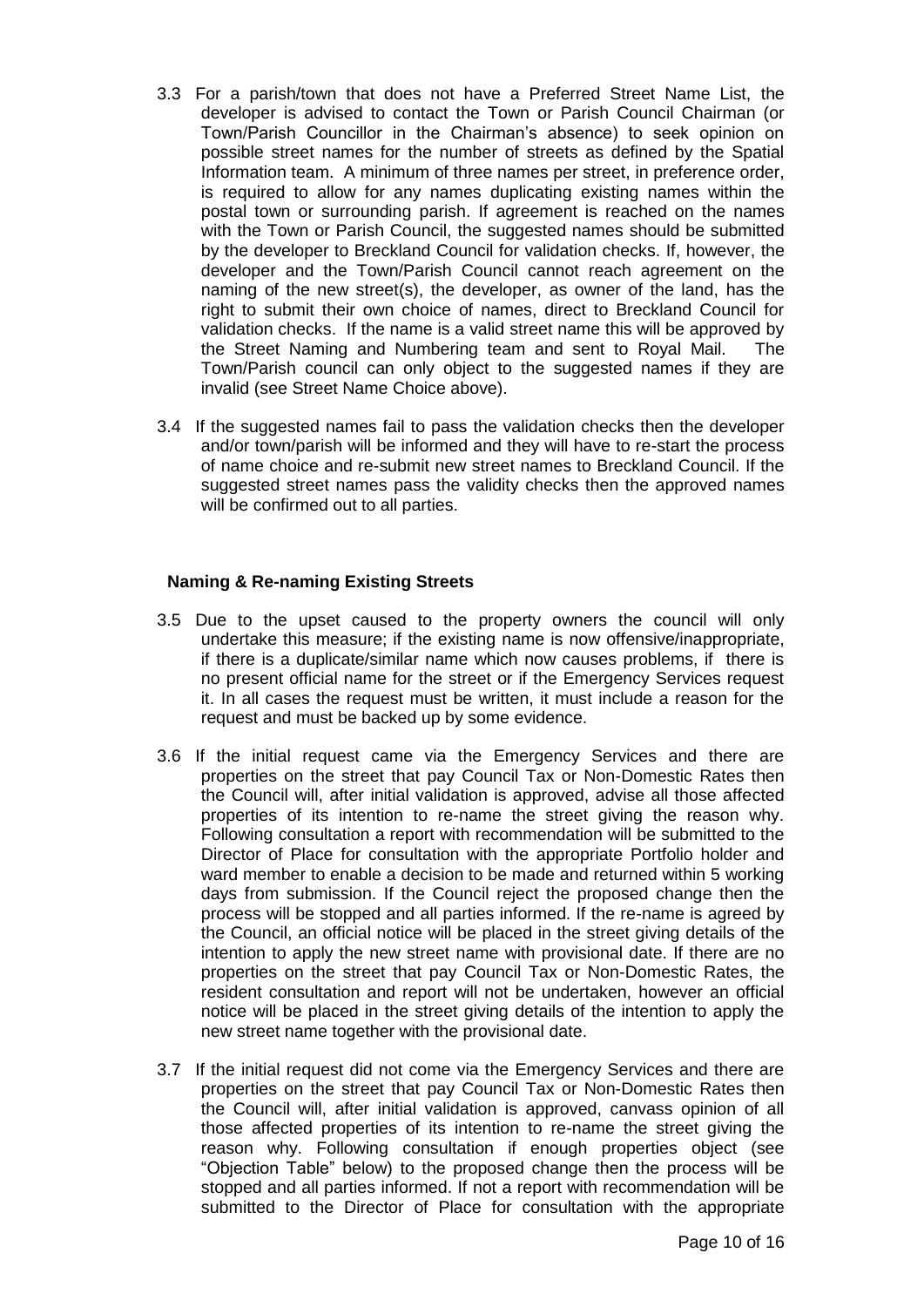3.3 For a parish/town that does not have a Preferred Street Name List, the developer is advised to contact the Town or Parish Council Chairman (or Town/Parish Councillor in the Chairman's absence) to seek opinion on possible street names for the number of streets as defined by the Spatial Information team. A minimum of three names per street, in preference order, is required to allow for any names duplicating existing names within the postal town or surrounding parish. If agreement is reached on the names with the Town or Parish Council, the suggested names should be submitted by the developer to Breckland Council for validation checks. If, however, the developer and the Town/Parish Council cannot reach agreement on the naming of the new street(s), the developer, as owner of the land, has the right to submit their own choice of names, direct to Breckland Council for validation checks. If the name is a valid street name this will be approved by the Street Naming and Numbering team and sent to Royal Mail. The Town/Parish council can only object to the suggested names if they are invalid (see Street Name Choice above).

3.4 If the suggested names fail to pass the validation checks then the developer and/or town/parish will be informed and they will have to re-start the process of name choice and re-submit new street names to Breckland Council. If the suggested street names pass the validity checks then the approved names will be confirmed out to all parties.

## Naming & Re-naming Existing Streets

3.5 Due to the upset caused to the property owners the council will only undertake this measure; if the existing name is now offensive/inappropriate, if there is a duplicate/similar name which now causes problems, if there is no present official name for the street or if the Emergency Services request it. In all cases the request must be written, it must include a reason for the request and must be backed up by some evidence.

3.6 If the initial request came via the Emergency Services and there are properties on the street that pay Council Tax or Non-Domestic Rates then the Council will, after initial validation is approved, advise all those affected properties of its intention to re-name the street giving the reason why. Following consultation a report with recommendation will be submitted to the Director of Place for consultation with the appropriate Portfolio holder and ward member to enable a decision to be made and returned within 5 working days from submission. If the Council reject the proposed change then the process will be stopped and all parties informed. If the re-name is agreed by the Council, an official notice will be placed in the street giving details of the intention to apply the new street name with provisional date. If there are no properties on the street that pay Council Tax or Non-Domestic Rates, the resident consultation and report will not be undertaken, however an official notice will be placed in the street giving details of the intention to apply the new street name together with the provisional date.

3.7 If the initial request did not come via the Emergency Services and there are properties on the street that pay Council Tax or Non-Domestic Rates then the Council will, after initial validation is approved, canvass opinion of all those affected properties of its intention to re-name the street giving the reason why. Following consultation if enough properties object (see "Objection Table" below) to the proposed change then the process will be stopped and all parties informed. If not a report with recommendation will be submitted to the Director of Place for consultation with the appropriate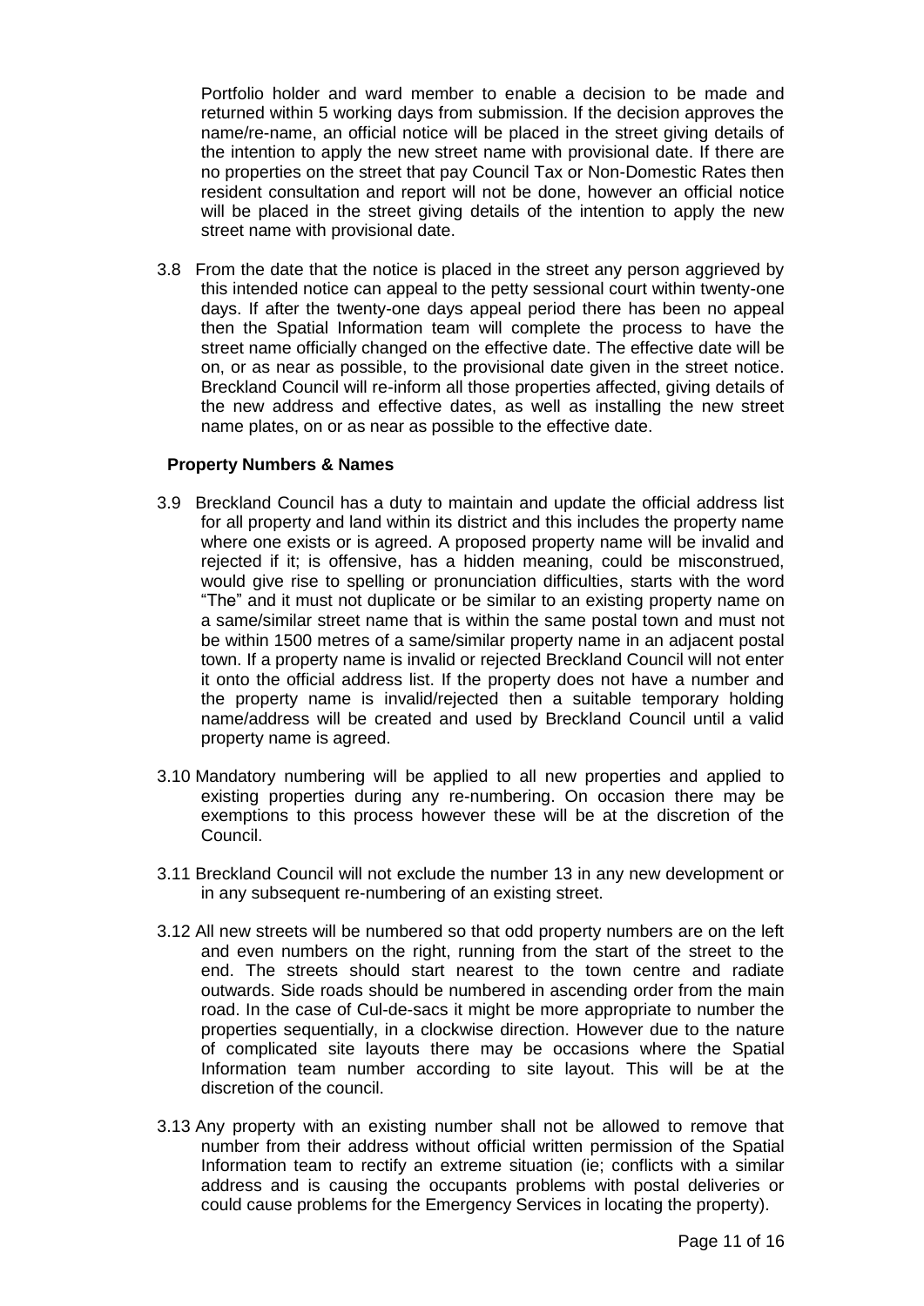Portfolio holder and ward member to enable a decision to be made and returned within 5 working days from submission. If the decision approves the name/re-name, an official notice will be placed in the street giving details of the intention to apply the new street name with provisional date. If there are no properties on the street that pay Council Tax or Non-Domestic Rates then resident consultation and report will not be done, however an official notice will be placed in the street giving details of the intention to apply the new street name with provisional date.

3.8 From the date that the notice is placed in the street any person aggrieved by this intended notice can appeal to the petty sessional court within twenty-one days. If after the twenty-one days appeal period there has been no appeal then the Spatial Information team will complete the process to have the street name officially changed on the effective date. The effective date will be on, or as near as possible, to the provisional date given in the street notice. Breckland Council will re-inform all those properties affected, giving details of the new address and effective dates, as well as installing the new street name plates, on or as near as possible to the effective date.

**Property Numbers & Names**

3.9 Breckland Council has a duty to maintain and update the official address list for all property and land within its district and this includes the property name where one exists or is agreed. A proposed property name will be invalid and rejected if it; is offensive, has a hidden meaning, could be misconstrued, would give rise to spelling or pronunciation difficulties, starts with the word "The" and it must not duplicate or be similar to an existing property name on a same/similar street name that is within the same postal town and must not be within 1500 metres of a same/similar property name in an adjacent postal town. If a property name is invalid or rejected Breckland Council will not enter it onto the official address list. If the property does not have a number and the property name is invalid/rejected then a suitable temporary holding name/address will be created and used by Breckland Council until a valid property name is agreed.

3.10 Mandatory numbering will be applied to all new properties and applied to existing properties during any re-numbering. On occasion there may be exemptions to this process however these will be at the discretion of the Council.

3.11 Breckland Council will not exclude the number 13 in any new development or in any subsequent re-numbering of an existing street.

3.12 All new streets will be numbered so that odd property numbers are on the left and even numbers on the right, running from the start of the street to the end. The streets should start nearest to the town centre and radiate outwards. Side roads should be numbered in ascending order from the main road. In the case of Cul-de-sacs it might be more appropriate to number the properties sequentially, in a clockwise direction. However due to the nature of complicated site layouts there may be occasions where the Spatial Information team number according to site layout. This will be at the discretion of the council.

3.13 Any property with an existing number shall not be allowed to remove that number from their address without official written permission of the Spatial Information team to rectify an extreme situation (ie; conflicts with a similar address and is causing the occupants problems with postal deliveries or could cause problems for the Emergency Services in locating the property).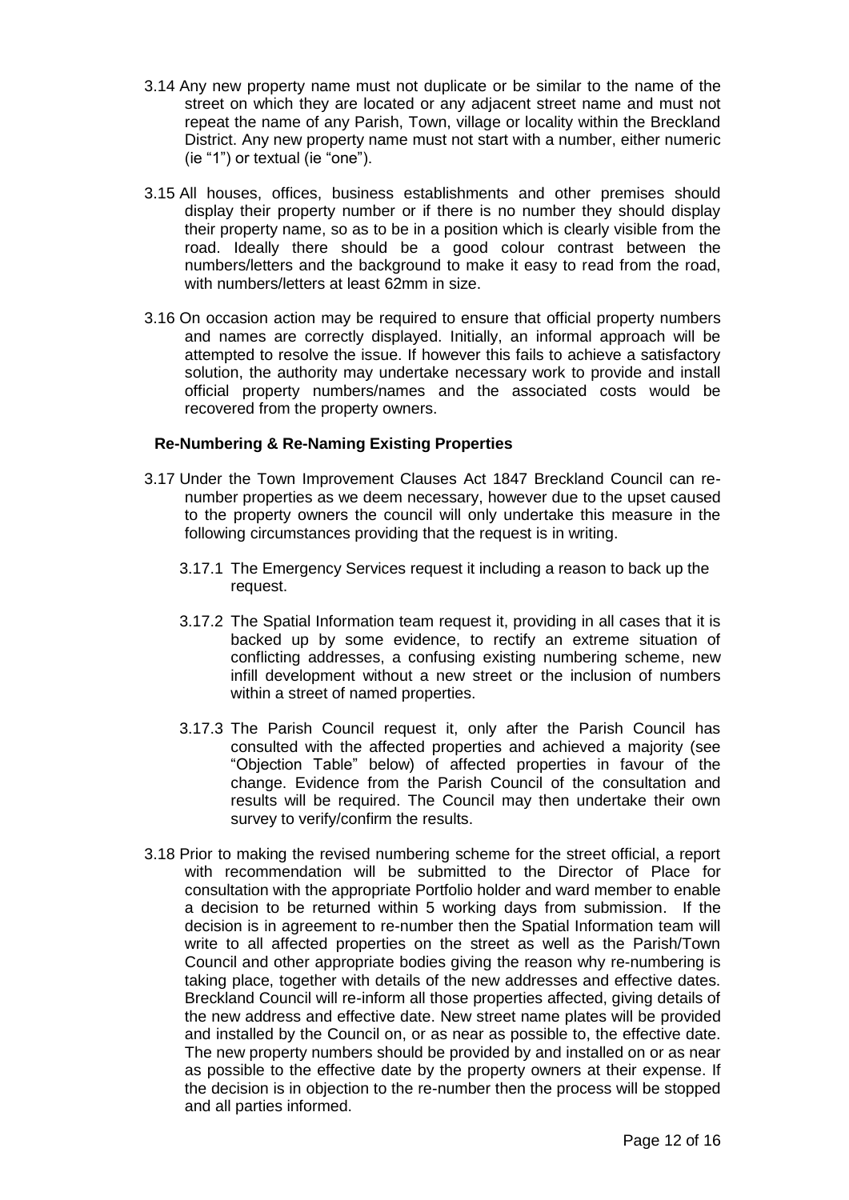3.14 Any new property name must not duplicate or be similar to the name of the street on which they are located or any adjacent street name and must not repeat the name of any Parish, Town, village or locality within the Breckland District. Any new property name must not start with a number, either numeric (ie "1") or textual (ie "one").

3.15 All houses, offices, business establishments and other premises should display their property number or if there is no number they should display their property name, so as to be in a position which is clearly visible from the road. Ideally there should be a good colour contrast between the numbers/letters and the background to make it easy to read from the road, with numbers/letters at least 62mm in size.

3.16 On occasion action may be required to ensure that official property numbers and names are correctly displayed. Initially, an informal approach will be attempted to resolve the issue. If however this fails to achieve a satisfactory solution, the authority may undertake necessary work to provide and install official property numbers/names and the associated costs would be recovered from the property owners.

### Re-Numbering & Re-Naming Existing Properties

3.17 Under the Town Improvement Clauses Act 1847 Breckland Council can re-number properties as we deem necessary, however due to the upset caused to the property owners the council will only undertake this measure in the following circumstances providing that the request is in writing.

3.17.1 The Emergency Services request it including a reason to back up the request.

3.17.2 The Spatial Information team request it, providing in all cases that it is backed up by some evidence, to rectify an extreme situation of conflicting addresses, a confusing existing numbering scheme, new infill development without a new street or the inclusion of numbers within a street of named properties.

3.17.3 The Parish Council request it, only after the Parish Council has consulted with the affected properties and achieved a majority (see "Objection Table" below) of affected properties in favour of the change. Evidence from the Parish Council of the consultation and results will be required. The Council may then undertake their own survey to verify/confirm the results.

3.18 Prior to making the revised numbering scheme for the street official, a report with recommendation will be submitted to the Director of Place for consultation with the appropriate Portfolio holder and ward member to enable a decision to be returned within 5 working days from submission. If the decision is in agreement to re-number then the Spatial Information team will write to all affected properties on the street as well as the Parish/Town Council and other appropriate bodies giving the reason why re-numbering is taking place, together with details of the new addresses and effective dates. Breckland Council will re-inform all those properties affected, giving details of the new address and effective date. New street name plates will be provided and installed by the Council on, or as near as possible to, the effective date. The new property numbers should be provided by and installed on or as near as possible to the effective date by the property owners at their expense. If the decision is in objection to the re-number then the process will be stopped and all parties informed.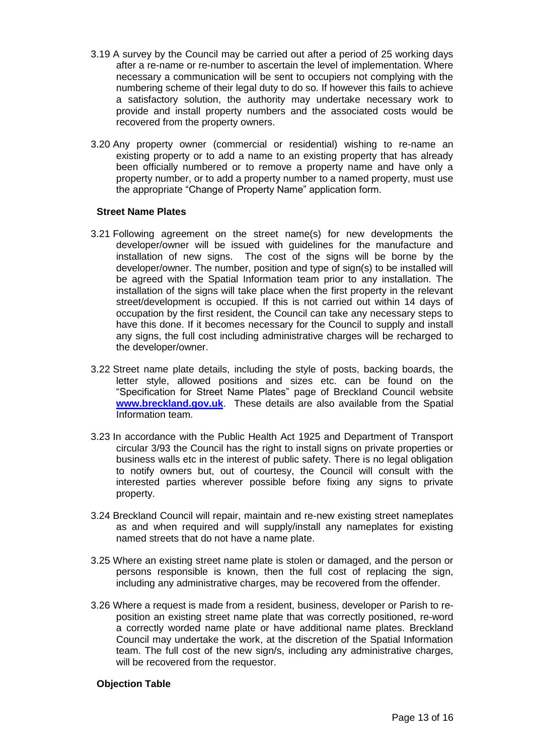3.19 A survey by the Council may be carried out after a period of 25 working days after a re-name or re-number to ascertain the level of implementation. Where necessary a communication will be sent to occupiers not complying with the numbering scheme of their legal duty to do so. If however this fails to achieve a satisfactory solution, the authority may undertake necessary work to provide and install property numbers and the associated costs would be recovered from the property owners.

3.20 Any property owner (commercial or residential) wishing to re-name an existing property or to add a name to an existing property that has already been officially numbered or to remove a property name and have only a property number, or to add a property number to a named property, must use the appropriate "Change of Property Name" application form.

**Street Name Plates**

3.21 Following agreement on the street name(s) for new developments the developer/owner will be issued with guidelines for the manufacture and installation of new signs. The cost of the signs will be borne by the developer/owner. The number, position and type of sign(s) to be installed will be agreed with the Spatial Information team prior to any installation. The installation of the signs will take place when the first property in the relevant street/development is occupied. If this is not carried out within 14 days of occupation by the first resident, the Council can take any necessary steps to have this done. If it becomes necessary for the Council to supply and install any signs, the full cost including administrative charges will be recharged to the developer/owner.

3.22 Street name plate details, including the style of posts, backing boards, the letter style, allowed positions and sizes etc. can be found on the "Specification for Street Name Plates" page of Breckland Council website **www.breckland.gov.uk**. These details are also available from the Spatial Information team.

3.23 In accordance with the Public Health Act 1925 and Department of Transport circular 3/93 the Council has the right to install signs on private properties or business walls etc in the interest of public safety. There is no legal obligation to notify owners but, out of courtesy, the Council will consult with the interested parties wherever possible before fixing any signs to private property.

3.24 Breckland Council will repair, maintain and re-new existing street nameplates as and when required and will supply/install any nameplates for existing named streets that do not have a name plate.

3.25 Where an existing street name plate is stolen or damaged, and the person or persons responsible is known, then the full cost of replacing the sign, including any administrative charges, may be recovered from the offender.

3.26 Where a request is made from a resident, business, developer or Parish to re-position an existing street name plate that was correctly positioned, re-word a correctly worded name plate or have additional name plates. Breckland Council may undertake the work, at the discretion of the Spatial Information team. The full cost of the new sign/s, including any administrative charges, will be recovered from the requestor.

**Objection Table**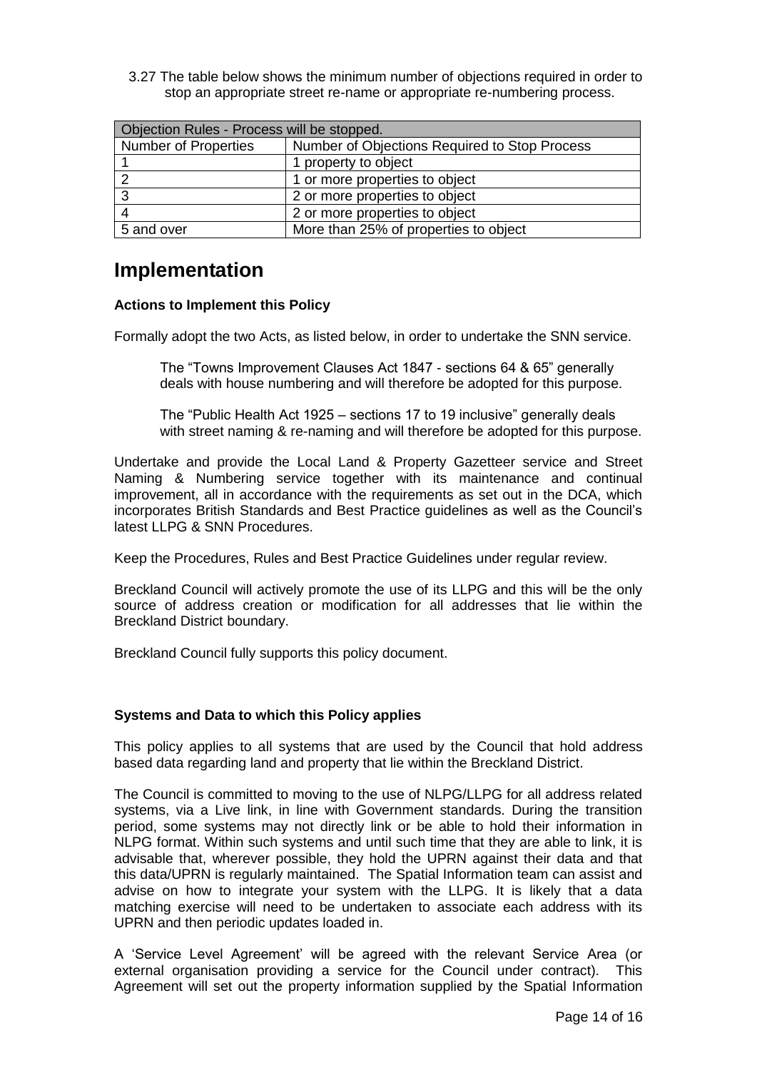3.27 The table below shows the minimum number of objections required in order to stop an appropriate street re-name or appropriate re-numbering process.

| Objection Rules - Process will be stopped. | |
|---|---|
| Number of Properties | Number of Objections Required to Stop Process |
| 1 | 1 property to object |
| 2 | 1 or more properties to object |
| 3 | 2 or more properties to object |
| 4 | 2 or more properties to object |
| 5 and over | More than 25% of properties to object |

# Implementation

**Actions to Implement this Policy**

Formally adopt the two Acts, as listed below, in order to undertake the SNN service.

> The “Towns Improvement Clauses Act 1847 - sections 64 & 65” generally deals with house numbering and will therefore be adopted for this purpose.
>
> The “Public Health Act 1925 – sections 17 to 19 inclusive” generally deals with street naming & re-naming and will therefore be adopted for this purpose.

Undertake and provide the Local Land & Property Gazetteer service and Street Naming & Numbering service together with its maintenance and continual improvement, all in accordance with the requirements as set out in the DCA, which incorporates British Standards and Best Practice guidelines as well as the Council’s latest LLPG & SNN Procedures.

Keep the Procedures, Rules and Best Practice Guidelines under regular review.

Breckland Council will actively promote the use of its LLPG and this will be the only source of address creation or modification for all addresses that lie within the Breckland District boundary.

Breckland Council fully supports this policy document.

**Systems and Data to which this Policy applies**

This policy applies to all systems that are used by the Council that hold address based data regarding land and property that lie within the Breckland District.

The Council is committed to moving to the use of NLPG/LLPG for all address related systems, via a Live link, in line with Government standards. During the transition period, some systems may not directly link or be able to hold their information in NLPG format. Within such systems and until such time that they are able to link, it is advisable that, wherever possible, they hold the UPRN against their data and that this data/UPRN is regularly maintained. The Spatial Information team can assist and advise on how to integrate your system with the LLPG. It is likely that a data matching exercise will need to be undertaken to associate each address with its UPRN and then periodic updates loaded in.

A ‘Service Level Agreement’ will be agreed with the relevant Service Area (or external organisation providing a service for the Council under contract). This Agreement will set out the property information supplied by the Spatial Information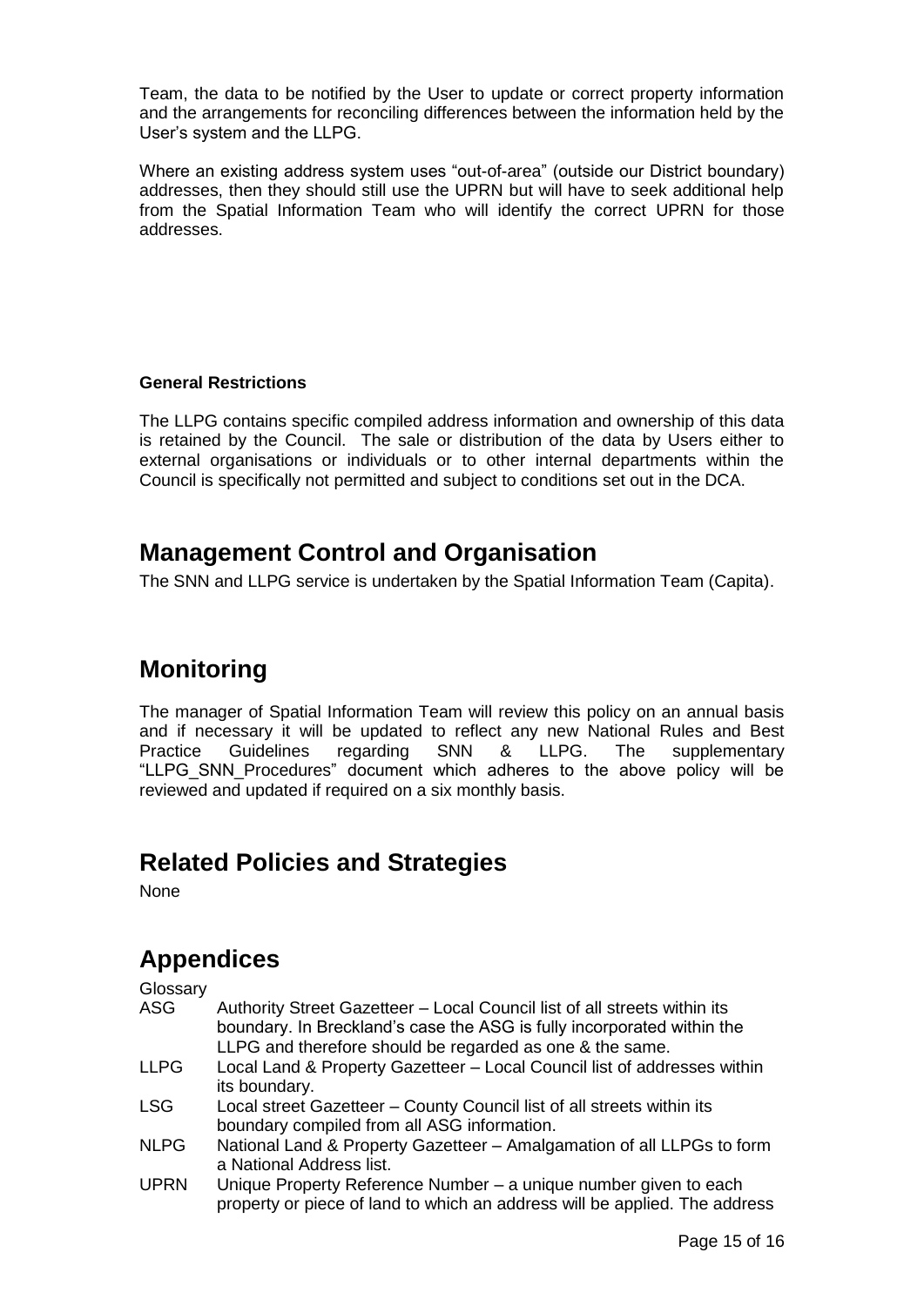Team, the data to be notified by the User to update or correct property information and the arrangements for reconciling differences between the information held by the User's system and the LLPG.

Where an existing address system uses "out-of-area" (outside our District boundary) addresses, then they should still use the UPRN but will have to seek additional help from the Spatial Information Team who will identify the correct UPRN for those addresses.

**General Restrictions**

The LLPG contains specific compiled address information and ownership of this data is retained by the Council. The sale or distribution of the data by Users either to external organisations or individuals or to other internal departments within the Council is specifically not permitted and subject to conditions set out in the DCA.

## Management Control and Organisation

The SNN and LLPG service is undertaken by the Spatial Information Team (Capita).

## Monitoring

The manager of Spatial Information Team will review this policy on an annual basis and if necessary it will be updated to reflect any new National Rules and Best Practice Guidelines regarding SNN & LLPG. The supplementary "LLPG_SNN_Procedures" document which adheres to the above policy will be reviewed and updated if required on a six monthly basis.

## Related Policies and Strategies

None

## Appendices

Glossary

| | |
|---|---|
| ASG | Authority Street Gazetteer – Local Council list of all streets within its boundary. In Breckland's case the ASG is fully incorporated within the LLPG and therefore should be regarded as one & the same. |
| LLPG | Local Land & Property Gazetteer – Local Council list of addresses within its boundary. |
| LSG | Local street Gazetteer – County Council list of all streets within its boundary compiled from all ASG information. |
| NLPG | National Land & Property Gazetteer – Amalgamation of all LLPGs to form a National Address list. |
| UPRN | Unique Property Reference Number – a unique number given to each property or piece of land to which an address will be applied. The address |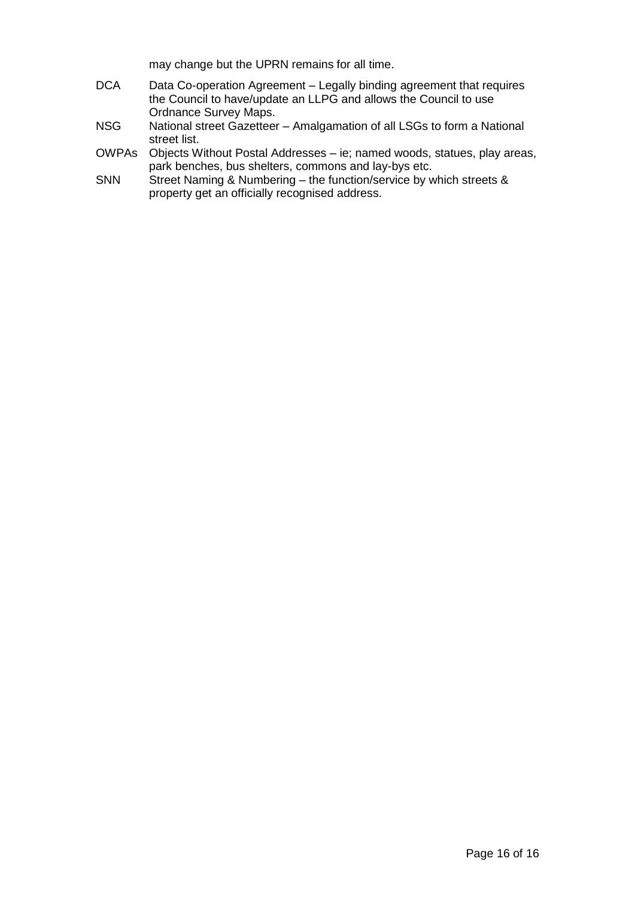may change but the UPRN remains for all time.

| | |
|---|---|
| DCA | Data Co-operation Agreement – Legally binding agreement that requires the Council to have/update an LLPG and allows the Council to use Ordnance Survey Maps. |
| NSG | National street Gazetteer – Amalgamation of all LSGs to form a National street list. |
| OWPAs | Objects Without Postal Addresses – ie; named woods, statues, play areas, park benches, bus shelters, commons and lay-bys etc. |
| SNN | Street Naming & Numbering – the function/service by which streets & property get an officially recognised address. |